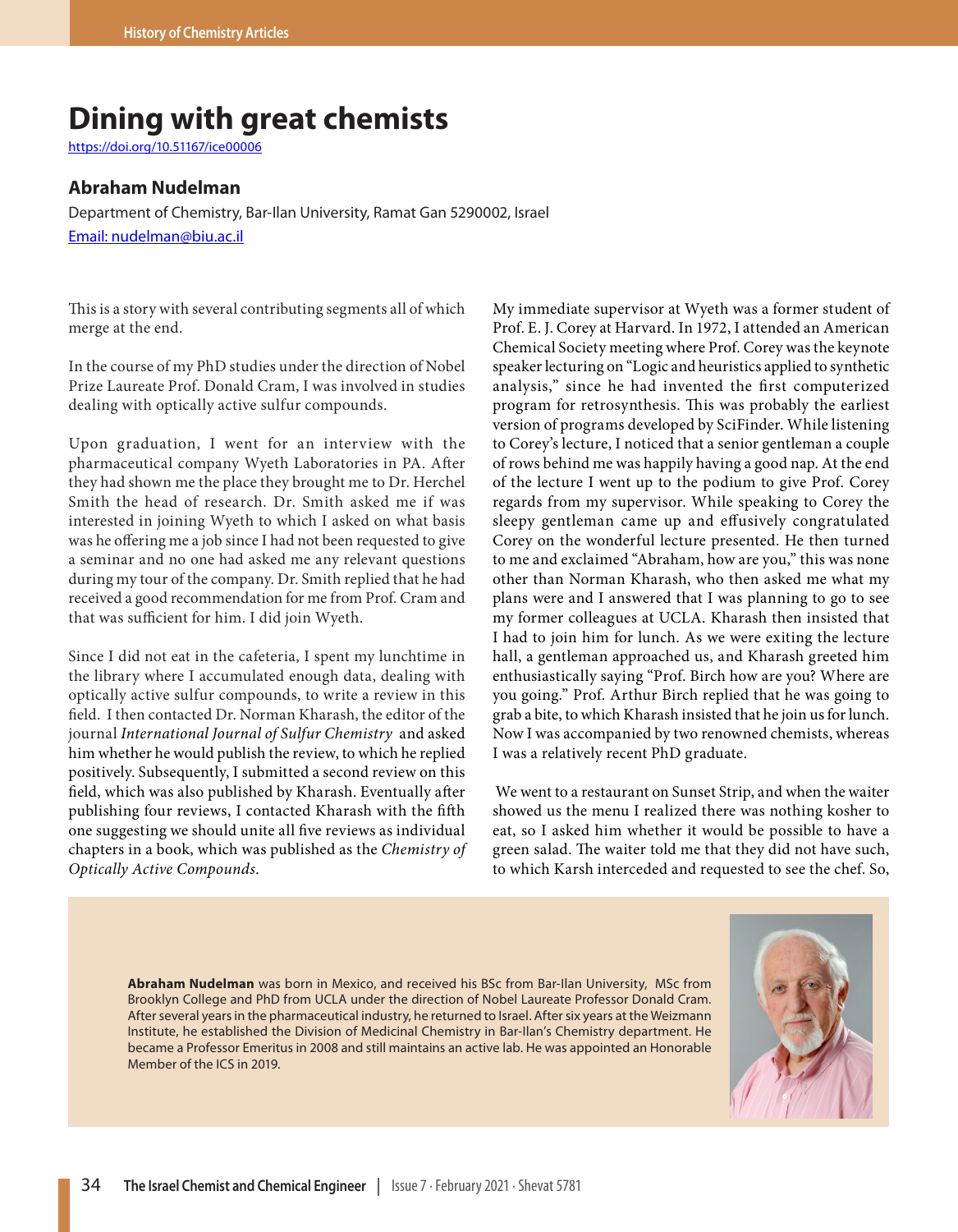# Dining with great chemists

https://doi.org/10.51167/ice00006

### Abraham Nudelman

Department of Chemistry, Bar-Ilan University, Ramat Gan 5290002, Israel

Email: nudelman@biu.ac.il

This is a story with several contributing segments all of which merge at the end.

In the course of my PhD studies under the direction of Nobel Prize Laureate Prof. Donald Cram, I was involved in studies dealing with optically active sulfur compounds.

Upon graduation, I went for an interview with the pharmaceutical company Wyeth Laboratories in PA. After they had shown me the place they brought me to Dr. Herchel Smith the head of research. Dr. Smith asked me if was interested in joining Wyeth to which I asked on what basis was he offering me a job since I had not been requested to give a seminar and no one had asked me any relevant questions during my tour of the company. Dr. Smith replied that he had received a good recommendation for me from Prof. Cram and that was sufficient for him. I did join Wyeth.

Since I did not eat in the cafeteria, I spent my lunchtime in the library where I accumulated enough data, dealing with optically active sulfur compounds, to write a review in this field. I then contacted Dr. Norman Kharash, the editor of the journal *International Journal of Sulfur Chemistry* and asked him whether he would publish the review, to which he replied positively. Subsequently, I submitted a second review on this field, which was also published by Kharash. Eventually after publishing four reviews, I contacted Kharash with the fifth one suggesting we should unite all five reviews as individual chapters in a book, which was published as the *Chemistry of Optically Active Compounds*.

My immediate supervisor at Wyeth was a former student of Prof. E. J. Corey at Harvard. In 1972, I attended an American Chemical Society meeting where Prof. Corey was the keynote speaker lecturing on "Logic and heuristics applied to synthetic analysis," since he had invented the first computerized program for retrosynthesis. This was probably the earliest version of programs developed by SciFinder. While listening to Corey's lecture, I noticed that a senior gentleman a couple of rows behind me was happily having a good nap. At the end of the lecture I went up to the podium to give Prof. Corey regards from my supervisor. While speaking to Corey the sleepy gentleman came up and effusively congratulated Corey on the wonderful lecture presented. He then turned to me and exclaimed "Abraham, how are you," this was none other than Norman Kharash, who then asked me what my plans were and I answered that I was planning to go to see my former colleagues at UCLA. Kharash then insisted that I had to join him for lunch. As we were exiting the lecture hall, a gentleman approached us, and Kharash greeted him enthusiastically saying "Prof. Birch how are you? Where are you going." Prof. Arthur Birch replied that he was going to grab a bite, to which Kharash insisted that he join us for lunch. Now I was accompanied by two renowned chemists, whereas I was a relatively recent PhD graduate.

We went to a restaurant on Sunset Strip, and when the waiter showed us the menu I realized there was nothing kosher to eat, so I asked him whether it would be possible to have a green salad. The waiter told me that they did not have such, to which Karsh interceded and requested to see the chef. So,

**Abraham Nudelman** was born in Mexico, and received his BSc from Bar-Ilan University, MSc from Brooklyn College and PhD from UCLA under the direction of Nobel Laureate Professor Donald Cram. After several years in the pharmaceutical industry, he returned to Israel. After six years at the Weizmann Institute, he established the Division of Medicinal Chemistry in Bar-Ilan's Chemistry department. He became a Professor Emeritus in 2008 and still maintains an active lab. He was appointed an Honorable Member of the ICS in 2019.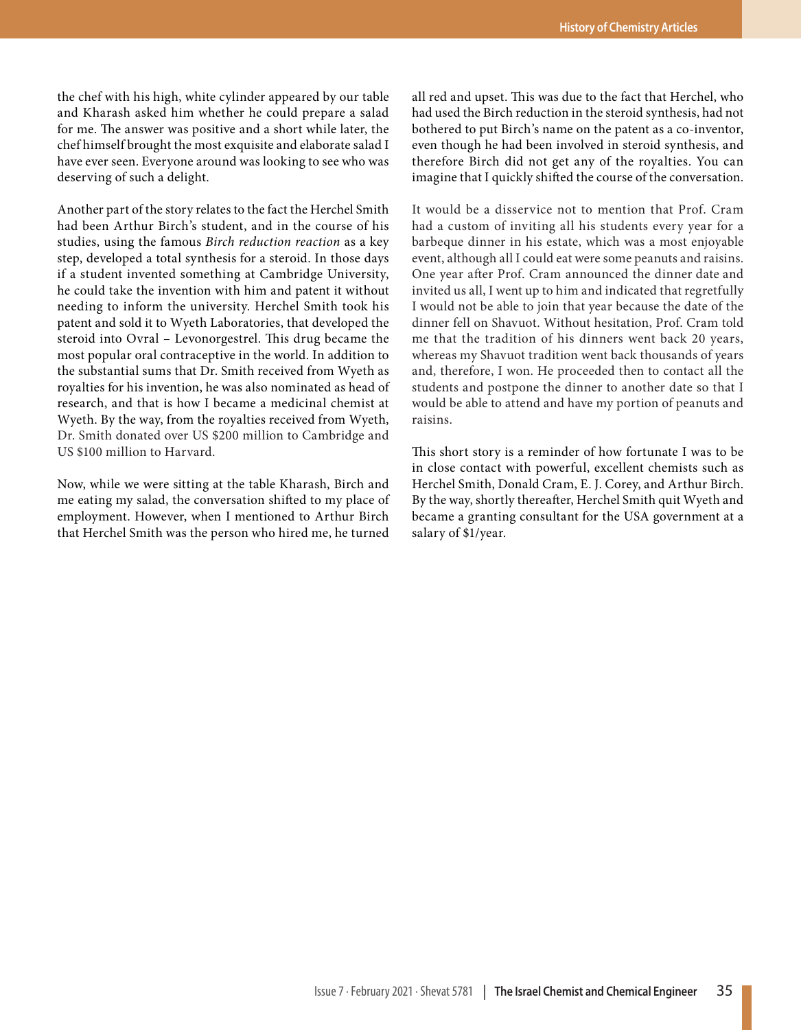the chef with his high, white cylinder appeared by our table and Kharash asked him whether he could prepare a salad for me. The answer was positive and a short while later, the chef himself brought the most exquisite and elaborate salad I have ever seen. Everyone around was looking to see who was deserving of such a delight.

Another part of the story relates to the fact the Herchel Smith had been Arthur Birch's student, and in the course of his studies, using the famous *Birch reduction reaction* as a key step, developed a total synthesis for a steroid. In those days if a student invented something at Cambridge University, he could take the invention with him and patent it without needing to inform the university. Herchel Smith took his patent and sold it to Wyeth Laboratories, that developed the steroid into Ovral – Levonorgestrel. This drug became the most popular oral contraceptive in the world. In addition to the substantial sums that Dr. Smith received from Wyeth as royalties for his invention, he was also nominated as head of research, and that is how I became a medicinal chemist at Wyeth. By the way, from the royalties received from Wyeth, Dr. Smith donated over US $200 million to Cambridge and US $100 million to Harvard.

Now, while we were sitting at the table Kharash, Birch and me eating my salad, the conversation shifted to my place of employment. However, when I mentioned to Arthur Birch that Herchel Smith was the person who hired me, he turned all red and upset. This was due to the fact that Herchel, who had used the Birch reduction in the steroid synthesis, had not bothered to put Birch's name on the patent as a co-inventor, even though he had been involved in steroid synthesis, and therefore Birch did not get any of the royalties. You can imagine that I quickly shifted the course of the conversation.

It would be a disservice not to mention that Prof. Cram had a custom of inviting all his students every year for a barbeque dinner in his estate, which was a most enjoyable event, although all I could eat were some peanuts and raisins. One year after Prof. Cram announced the dinner date and invited us all, I went up to him and indicated that regretfully I would not be able to join that year because the date of the dinner fell on Shavuot. Without hesitation, Prof. Cram told me that the tradition of his dinners went back 20 years, whereas my Shavuot tradition went back thousands of years and, therefore, I won. He proceeded then to contact all the students and postpone the dinner to another date so that I would be able to attend and have my portion of peanuts and raisins.

This short story is a reminder of how fortunate I was to be in close contact with powerful, excellent chemists such as Herchel Smith, Donald Cram, E. J. Corey, and Arthur Birch. By the way, shortly thereafter, Herchel Smith quit Wyeth and became a granting consultant for the USA government at a salary of $1/year.